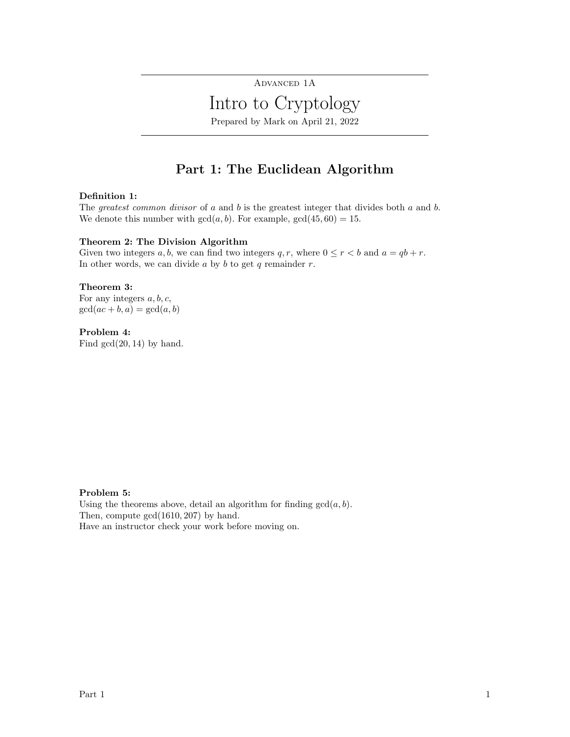Advanced 1A

# Intro to Cryptology

Prepared by Mark on April 21, 2022

## Part 1: The Euclidean Algorithm

**Definition 1:**
The *greatest common divisor* of $a$ and $b$ is the greatest integer that divides both $a$ and $b$.
We denote this number with $\gcd(a, b)$. For example, $\gcd(45, 60) = 15$.

**Theorem 2: The Division Algorithm**
Given two integers $a, b$, we can find two integers $q, r$, where $0 \leq r < b$ and $a = qb + r$.
In other words, we can divide $a$ by $b$ to get $q$ remainder $r$.

**Theorem 3:**
For any integers $a, b, c$,
$\gcd(ac + b, a) = \gcd(a, b)$

**Problem 4:**
Find $\gcd(20, 14)$ by hand.

**Problem 5:**
Using the theorems above, detail an algorithm for finding $\gcd(a, b)$.
Then, compute $\gcd(1610, 207)$ by hand.
Have an instructor check your work before moving on.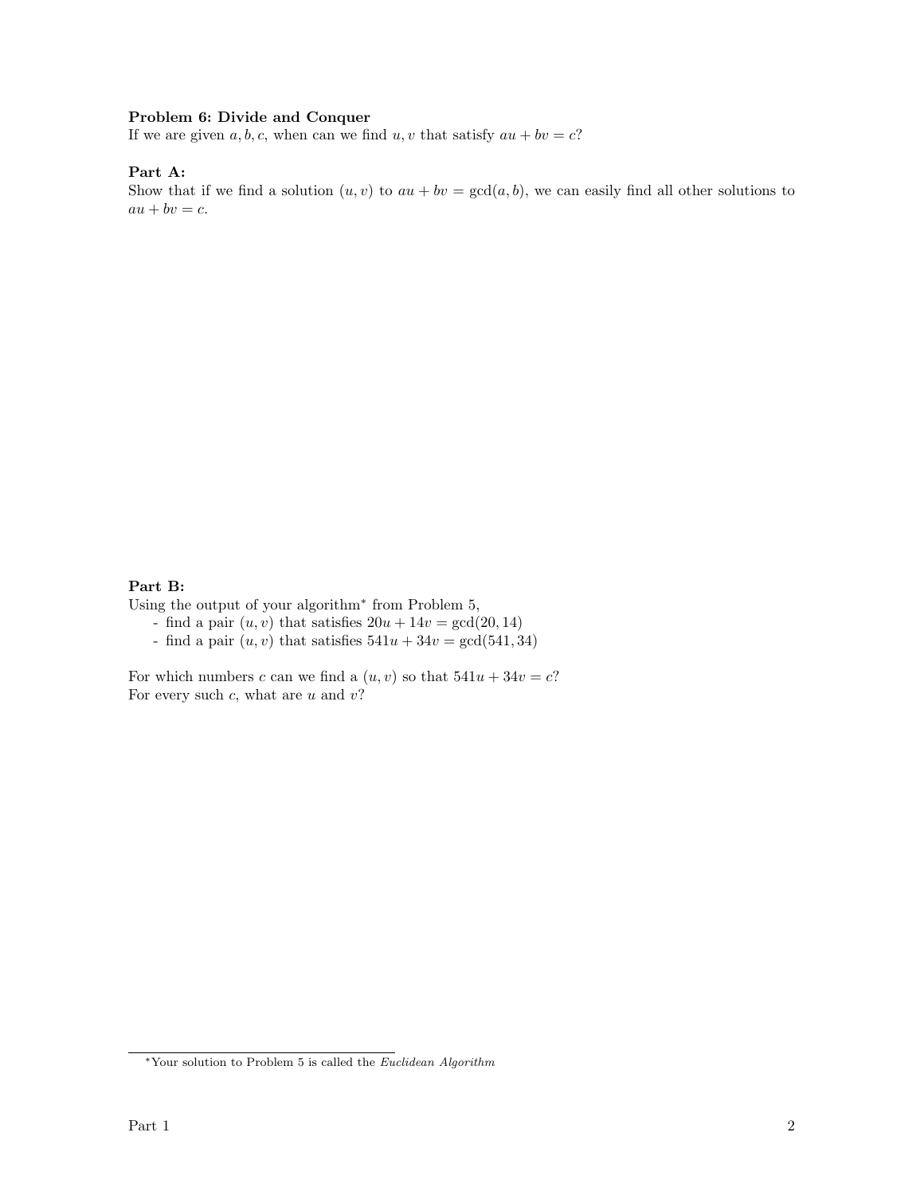**Problem 6: Divide and Conquer**

If we are given $a, b, c$, when can we find $u, v$ that satisfy $au + bv = c$?

**Part A:**

Show that if we find a solution $(u, v)$ to $au + bv = \gcd(a, b)$, we can easily find all other solutions to $au + bv = c$.

**Part B:**

Using the output of your algorithm* from Problem 5,

- find a pair $(u, v)$ that satisfies $20u + 14v = \gcd(20, 14)$
- find a pair $(u, v)$ that satisfies $541u + 34v = \gcd(541, 34)$

For which numbers $c$ can we find a $(u, v)$ so that $541u + 34v = c$?
For every such $c$, what are $u$ and $v$?

*Your solution to Problem 5 is called the *Euclidean Algorithm*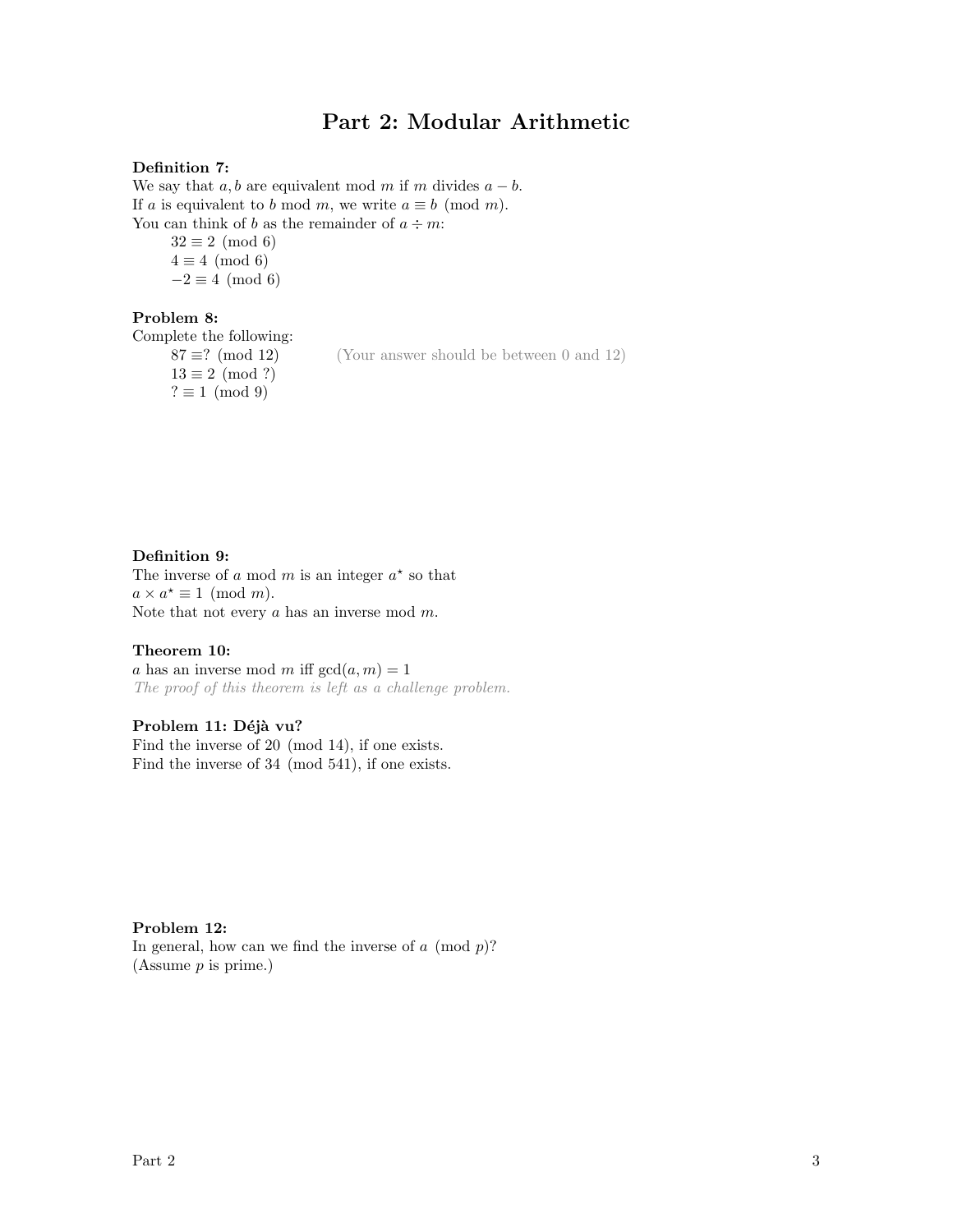# Part 2: Modular Arithmetic

**Definition 7:**
We say that $a, b$ are equivalent mod $m$ if $m$ divides $a - b$.
If $a$ is equivalent to $b$ mod $m$, we write $a \equiv b \pmod{m}$.
You can think of $b$ as the remainder of $a \div m$:

$32 \equiv 2 \pmod{6}$
$4 \equiv 4 \pmod{6}$
$-2 \equiv 4 \pmod{6}$

**Problem 8:**
Complete the following:

$87 \equiv ? \pmod{12}$ (Your answer should be between 0 and 12)
$13 \equiv 2 \pmod{?}$
$? \equiv 1 \pmod{9}$

**Definition 9:**
The inverse of $a$ mod $m$ is an integer $a^\star$ so that
$a \times a^\star \equiv 1 \pmod{m}$.
Note that not every $a$ has an inverse mod $m$.

**Theorem 10:**
$a$ has an inverse mod $m$ iff $\gcd(a, m) = 1$
*The proof of this theorem is left as a challenge problem.*

**Problem 11: Déjà vu?**
Find the inverse of $20 \pmod{14}$, if one exists.
Find the inverse of $34 \pmod{541}$, if one exists.

**Problem 12:**
In general, how can we find the inverse of $a \pmod{p}$?
(Assume $p$ is prime.)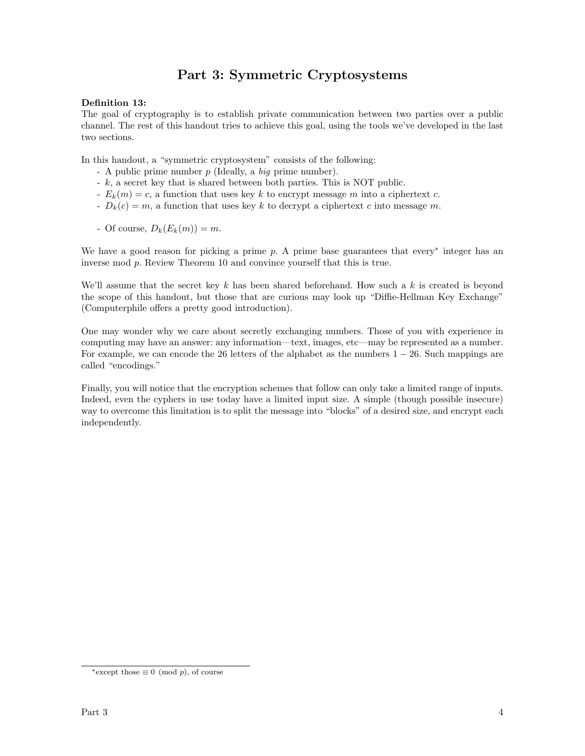# Part 3: Symmetric Cryptosystems

**Definition 13:**
The goal of cryptography is to establish private communication between two parties over a public channel. The rest of this handout tries to achieve this goal, using the tools we've developed in the last two sections.

In this handout, a "symmetric cryptosystem" consists of the following:

- A public prime number $p$ (Ideally, a *big* prime number).
- $k$, a secret key that is shared between both parties. This is NOT public.
- $E_k(m) = c$, a function that uses key $k$ to encrypt message $m$ into a ciphertext $c$.
- $D_k(c) = m$, a function that uses key $k$ to decrypt a ciphertext $c$ into message $m$.

- Of course, $D_k(E_k(m)) = m$.

We have a good reason for picking a prime $p$. A prime base guarantees that every* integer has an inverse mod $p$. Review Theorem 10 and convince yourself that this is true.

We'll assume that the secret key $k$ has been shared beforehand. How such a $k$ is created is beyond the scope of this handout, but those that are curious may look up "Diffie-Hellman Key Exchange" (Computerphile offers a pretty good introduction).

One may wonder why we care about secretly exchanging numbers. Those of you with experience in computing may have an answer: any information—text, images, etc—may be represented as a number. For example, we can encode the 26 letters of the alphabet as the numbers $1 - 26$. Such mappings are called "encodings."

Finally, you will notice that the encryption schemes that follow can only take a limited range of inputs. Indeed, even the cyphers in use today have a limited input size. A simple (though possible insecure) way to overcome this limitation is to split the message into "blocks" of a desired size, and encrypt each independently.

---

*except those $\equiv 0 \pmod{p}$, of course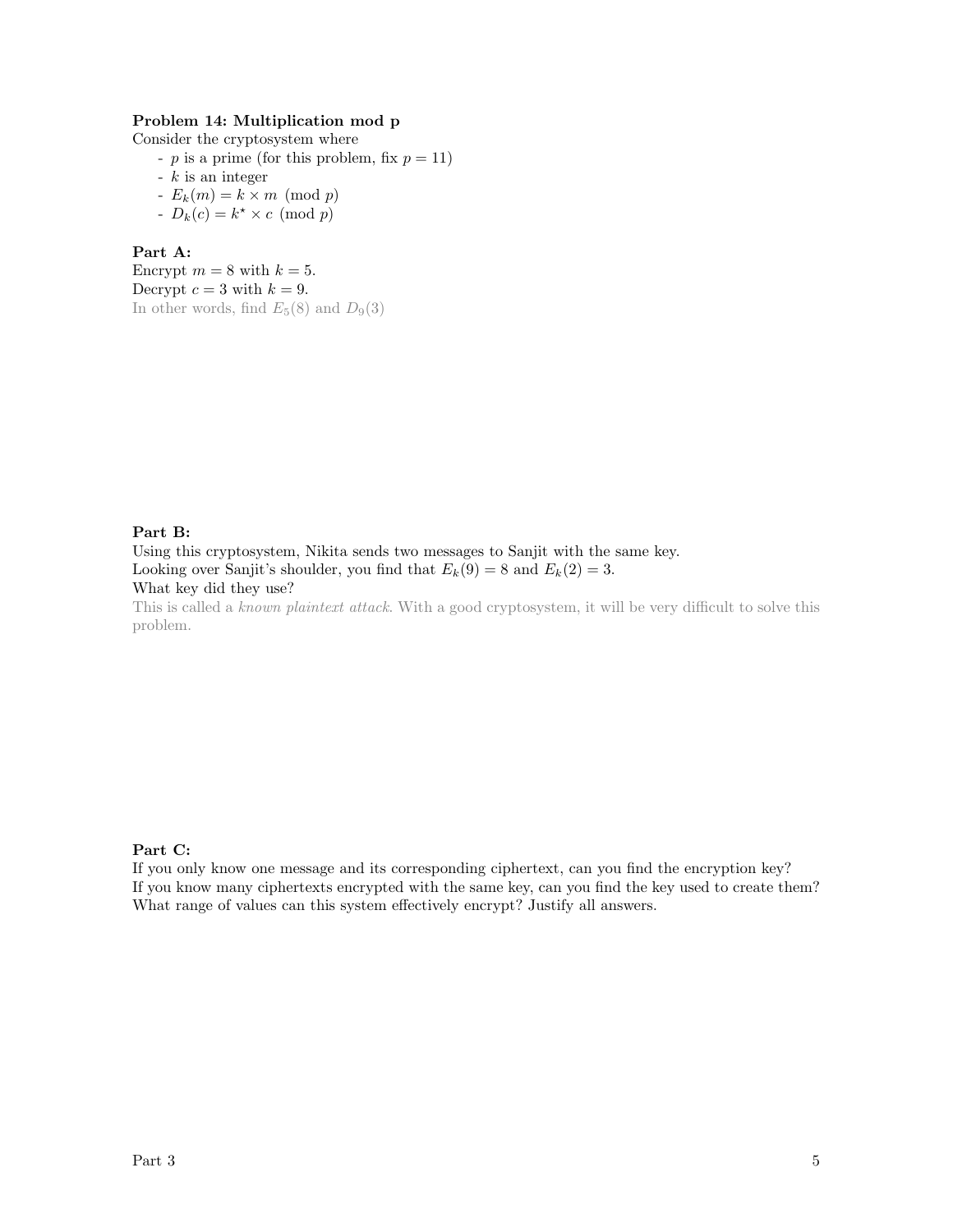## Problem 14: Multiplication mod p

Consider the cryptosystem where

- $p$ is a prime (for this problem, fix $p = 11$)
- $k$ is an integer
- $E_k(m) = k \times m \pmod{p}$
- $D_k(c) = k^\star \times c \pmod{p}$

### Part A:

Encrypt $m = 8$ with $k = 5$.
Decrypt $c = 3$ with $k = 9$.
In other words, find $E_5(8)$ and $D_9(3)$

### Part B:

Using this cryptosystem, Nikita sends two messages to Sanjit with the same key.
Looking over Sanjit's shoulder, you find that $E_k(9) = 8$ and $E_k(2) = 3$.
What key did they use?
This is called a *known plaintext attack*. With a good cryptosystem, it will be very difficult to solve this problem.

### Part C:

If you only know one message and its corresponding ciphertext, can you find the encryption key?
If you know many ciphertexts encrypted with the same key, can you find the key used to create them?
What range of values can this system effectively encrypt? Justify all answers.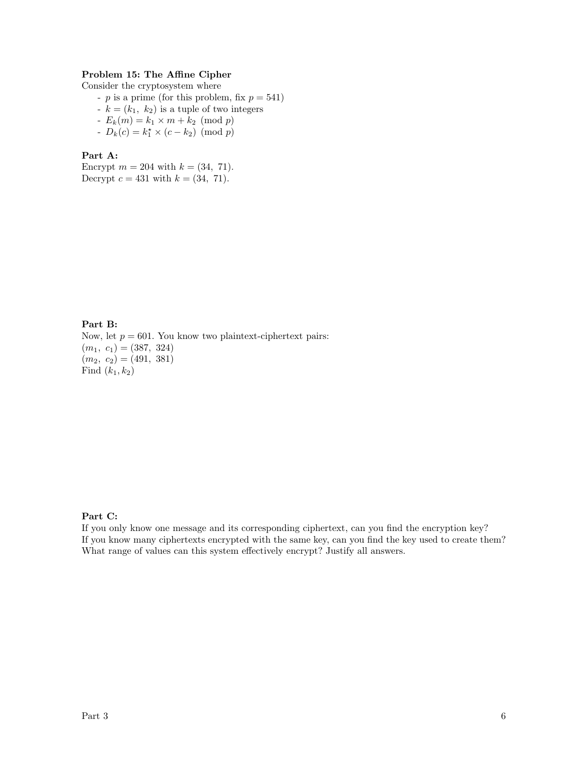**Problem 15: The Affine Cipher**

Consider the cryptosystem where

- $p$ is a prime (for this problem, fix $p = 541$)
- $k = (k_1,\ k_2)$ is a tuple of two integers
- $E_k(m) = k_1 \times m + k_2 \pmod{p}$
- $D_k(c) = k_1^{\star} \times (c - k_2) \pmod{p}$

**Part A:**

Encrypt $m = 204$ with $k = (34,\ 71)$.
Decrypt $c = 431$ with $k = (34,\ 71)$.

**Part B:**

Now, let $p = 601$. You know two plaintext-ciphertext pairs:
$(m_1,\ c_1) = (387,\ 324)$
$(m_2,\ c_2) = (491,\ 381)$
Find $(k_1, k_2)$

**Part C:**

If you only know one message and its corresponding ciphertext, can you find the encryption key?
If you know many ciphertexts encrypted with the same key, can you find the key used to create them?
What range of values can this system effectively encrypt? Justify all answers.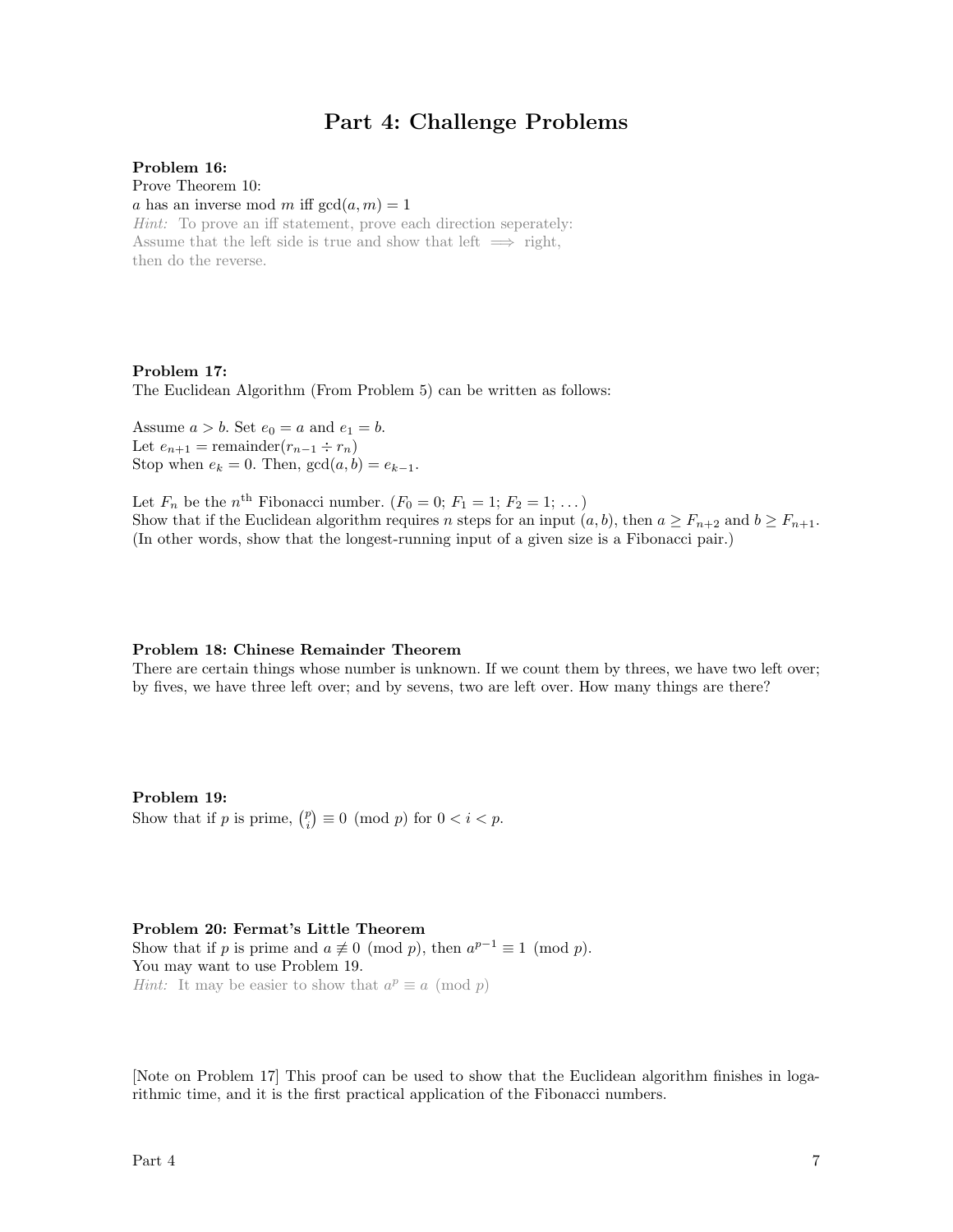# Part 4: Challenge Problems

**Problem 16:**
Prove Theorem 10:
$a$ has an inverse mod $m$ iff $\gcd(a, m) = 1$
*Hint:* To prove an iff statement, prove each direction seperately:
Assume that the left side is true and show that left $\implies$ right,
then do the reverse.

**Problem 17:**
The Euclidean Algorithm (From Problem 5) can be written as follows:

Assume $a > b$. Set $e_0 = a$ and $e_1 = b$.
Let $e_{n+1} = \text{remainder}(r_{n-1} \div r_n)$
Stop when $e_k = 0$. Then, $\gcd(a, b) = e_{k-1}$.

Let $F_n$ be the $n^{\text{th}}$ Fibonacci number. ($F_0 = 0$; $F_1 = 1$; $F_2 = 1$; ...)
Show that if the Euclidean algorithm requires $n$ steps for an input $(a, b)$, then $a \geq F_{n+2}$ and $b \geq F_{n+1}$.
(In other words, show that the longest-running input of a given size is a Fibonacci pair.)

**Problem 18: Chinese Remainder Theorem**
There are certain things whose number is unknown. If we count them by threes, we have two left over; by fives, we have three left over; and by sevens, two are left over. How many things are there?

**Problem 19:**
Show that if $p$ is prime, $\binom{p}{i} \equiv 0 \pmod{p}$ for $0 < i < p$.

**Problem 20: Fermat's Little Theorem**
Show that if $p$ is prime and $a \not\equiv 0 \pmod{p}$, then $a^{p-1} \equiv 1 \pmod{p}$.
You may want to use Problem 19.
*Hint:* It may be easier to show that $a^p \equiv a \pmod{p}$

[Note on Problem 17] This proof can be used to show that the Euclidean algorithm finishes in logarithmic time, and it is the first practical application of the Fibonacci numbers.